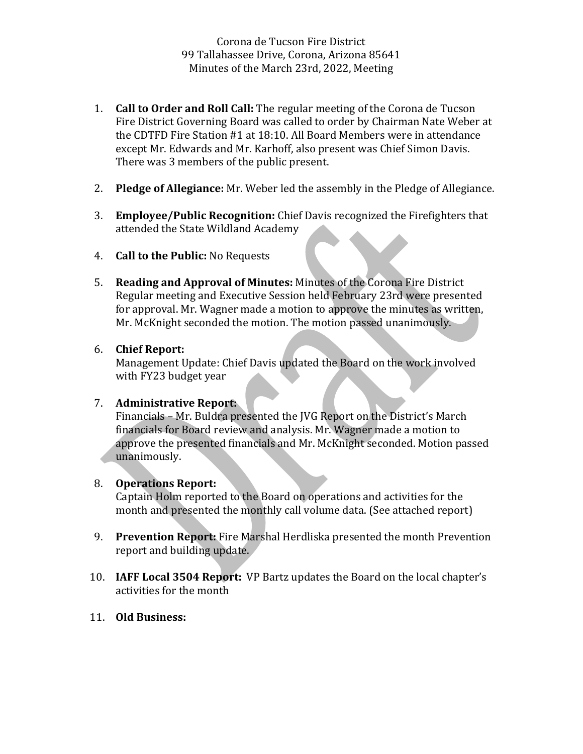Corona de Tucson Fire District
99 Tallahassee Drive, Corona, Arizona 85641
Minutes of the March 23rd, 2022, Meeting

1. **Call to Order and Roll Call:** The regular meeting of the Corona de Tucson Fire District Governing Board was called to order by Chairman Nate Weber at the CDTFD Fire Station #1 at 18:10. All Board Members were in attendance except Mr. Edwards and Mr. Karhoff, also present was Chief Simon Davis. There was 3 members of the public present.

2. **Pledge of Allegiance:** Mr. Weber led the assembly in the Pledge of Allegiance.

3. **Employee/Public Recognition:** Chief Davis recognized the Firefighters that attended the State Wildland Academy

4. **Call to the Public:** No Requests

5. **Reading and Approval of Minutes:** Minutes of the Corona Fire District Regular meeting and Executive Session held February 23rd were presented for approval. Mr. Wagner made a motion to approve the minutes as written, Mr. McKnight seconded the motion. The motion passed unanimously.

6. **Chief Report:**
   Management Update: Chief Davis updated the Board on the work involved with FY23 budget year

7. **Administrative Report:**
   Financials – Mr. Buldra presented the JVG Report on the District's March financials for Board review and analysis. Mr. Wagner made a motion to approve the presented financials and Mr. McKnight seconded. Motion passed unanimously.

8. **Operations Report:**
   Captain Holm reported to the Board on operations and activities for the month and presented the monthly call volume data. (See attached report)

9. **Prevention Report:** Fire Marshal Herdliska presented the month Prevention report and building update.

10. **IAFF Local 3504 Report:** VP Bartz updates the Board on the local chapter's activities for the month

11. **Old Business:**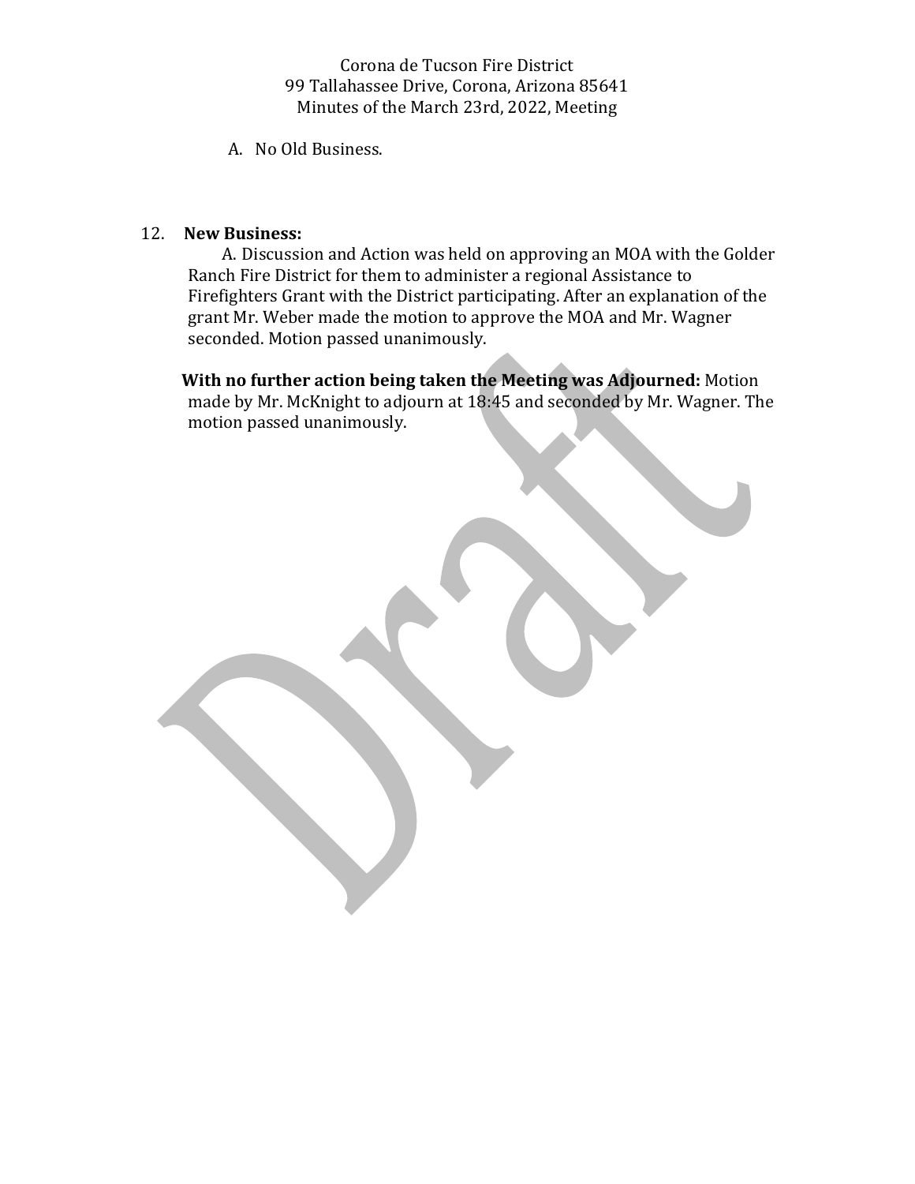A. No Old Business.

12. **New Business:**

A. Discussion and Action was held on approving an MOA with the Golder Ranch Fire District for them to administer a regional Assistance to Firefighters Grant with the District participating. After an explanation of the grant Mr. Weber made the motion to approve the MOA and Mr. Wagner seconded. Motion passed unanimously.

**With no further action being taken the Meeting was Adjourned:** Motion made by Mr. McKnight to adjourn at 18:45 and seconded by Mr. Wagner. The motion passed unanimously.

Draft